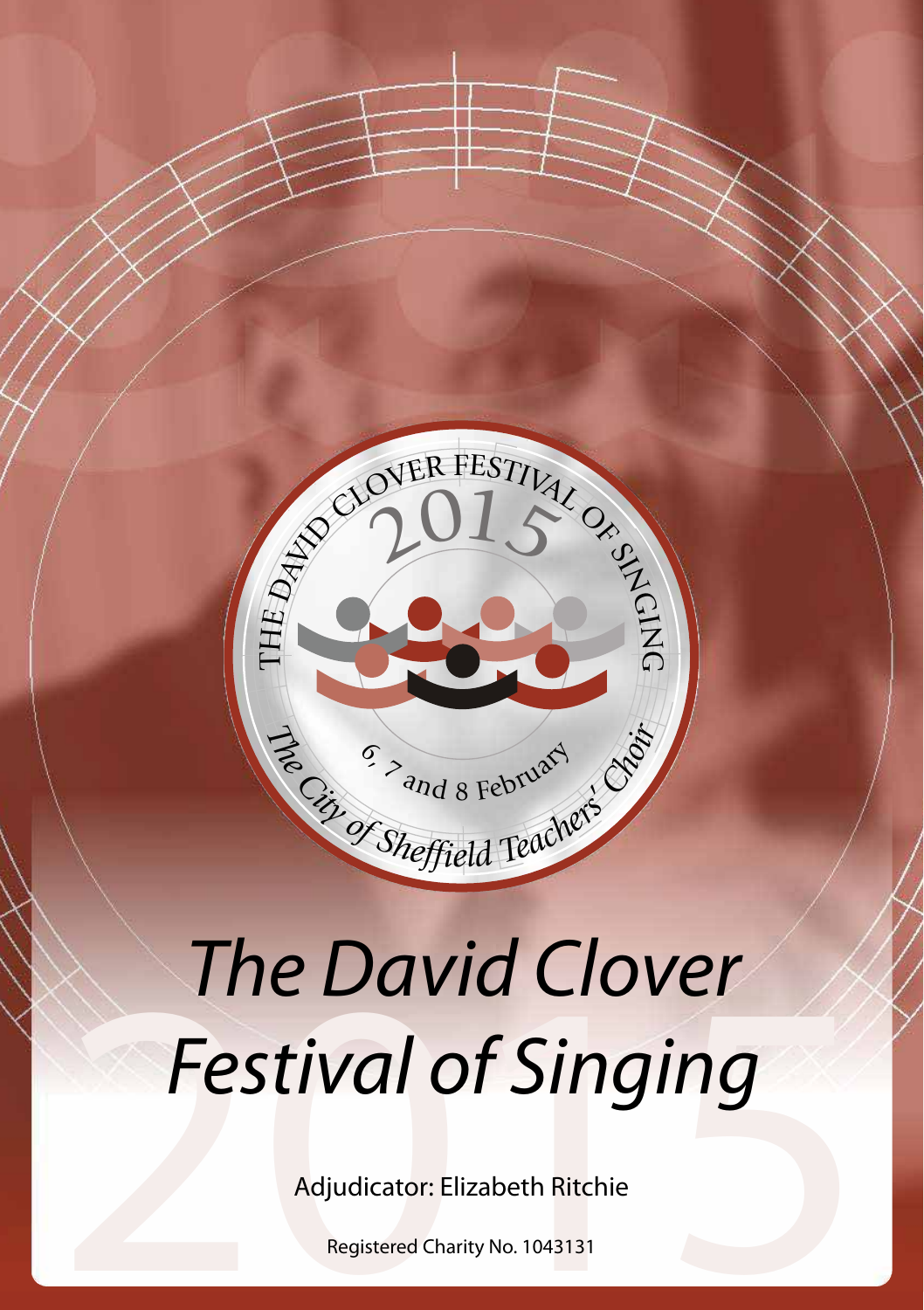THE DAVID CLOVER FESTIVAL OF SINGING

2015

6, 7 and 8 February

*The City of Sheffield Teachers' Choir*

# *The David Clover Festival of Singing*

Adjudicator: Elizabeth Ritchie

Registered Charity No. 1043131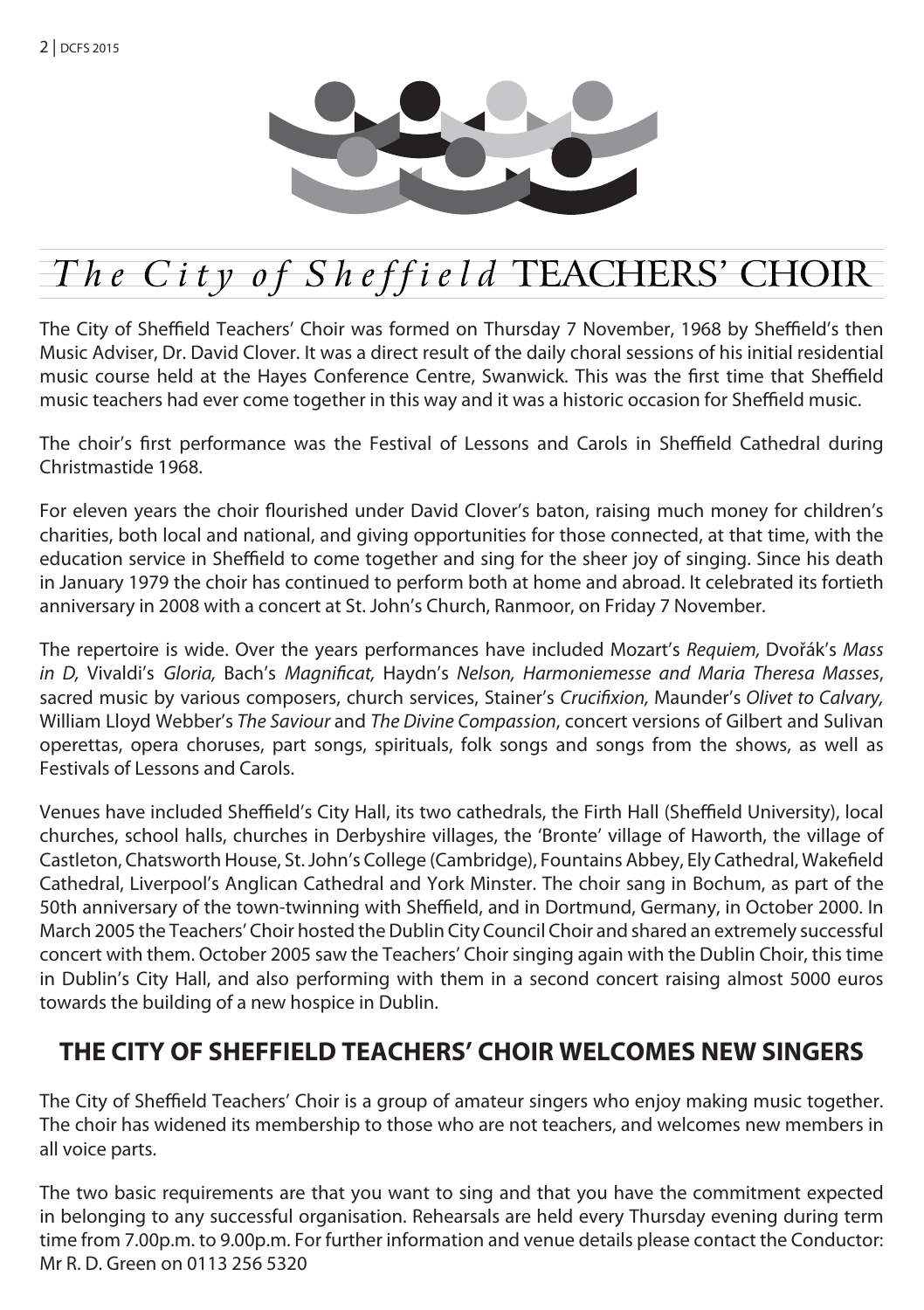# *The City of Sheffield* TEACHERS' CHOIR

The City of Sheffield Teachers' Choir was formed on Thursday 7 November, 1968 by Sheffield's then Music Adviser, Dr. David Clover. It was a direct result of the daily choral sessions of his initial residential music course held at the Hayes Conference Centre, Swanwick. This was the first time that Sheffield music teachers had ever come together in this way and it was a historic occasion for Sheffield music.

The choir's first performance was the Festival of Lessons and Carols in Sheffield Cathedral during Christmastide 1968.

For eleven years the choir flourished under David Clover's baton, raising much money for children's charities, both local and national, and giving opportunities for those connected, at that time, with the education service in Sheffield to come together and sing for the sheer joy of singing. Since his death in January 1979 the choir has continued to perform both at home and abroad. It celebrated its fortieth anniversary in 2008 with a concert at St. John's Church, Ranmoor, on Friday 7 November.

The repertoire is wide. Over the years performances have included Mozart's *Requiem,* Dvořák's *Mass in D,* Vivaldi's *Gloria,* Bach's *Magnificat,* Haydn's *Nelson, Harmoniemesse and Maria Theresa Masses*, sacred music by various composers, church services, Stainer's *Crucifixion,* Maunder's *Olivet to Calvary,* William Lloyd Webber's *The Saviour* and *The Divine Compassion*, concert versions of Gilbert and Sulivan operettas, opera choruses, part songs, spirituals, folk songs and songs from the shows, as well as Festivals of Lessons and Carols.

Venues have included Sheffield's City Hall, its two cathedrals, the Firth Hall (Sheffield University), local churches, school halls, churches in Derbyshire villages, the 'Bronte' village of Haworth, the village of Castleton, Chatsworth House, St. John's College (Cambridge), Fountains Abbey, Ely Cathedral, Wakefield Cathedral, Liverpool's Anglican Cathedral and York Minster. The choir sang in Bochum, as part of the 50th anniversary of the town-twinning with Sheffield, and in Dortmund, Germany, in October 2000. In March 2005 the Teachers' Choir hosted the Dublin City Council Choir and shared an extremely successful concert with them. October 2005 saw the Teachers' Choir singing again with the Dublin Choir, this time in Dublin's City Hall, and also performing with them in a second concert raising almost 5000 euros towards the building of a new hospice in Dublin.

## THE CITY OF SHEFFIELD TEACHERS' CHOIR WELCOMES NEW SINGERS

The City of Sheffield Teachers' Choir is a group of amateur singers who enjoy making music together. The choir has widened its membership to those who are not teachers, and welcomes new members in all voice parts.

The two basic requirements are that you want to sing and that you have the commitment expected in belonging to any successful organisation. Rehearsals are held every Thursday evening during term time from 7.00p.m. to 9.00p.m. For further information and venue details please contact the Conductor: Mr R. D. Green on 0113 256 5320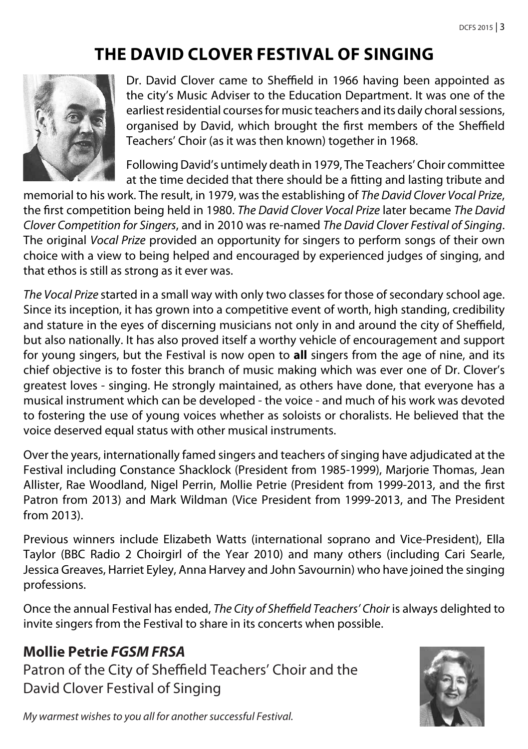# THE DAVID CLOVER FESTIVAL OF SINGING

Dr. David Clover came to Sheffield in 1966 having been appointed as the city's Music Adviser to the Education Department. It was one of the earliest residential courses for music teachers and its daily choral sessions, organised by David, which brought the first members of the Sheffield Teachers' Choir (as it was then known) together in 1968.

Following David's untimely death in 1979, The Teachers' Choir committee at the time decided that there should be a fitting and lasting tribute and memorial to his work. The result, in 1979, was the establishing of *The David Clover Vocal Prize*, the first competition being held in 1980. *The David Clover Vocal Prize* later became *The David Clover Competition for Singers*, and in 2010 was re-named *The David Clover Festival of Singing*. The original *Vocal Prize* provided an opportunity for singers to perform songs of their own choice with a view to being helped and encouraged by experienced judges of singing, and that ethos is still as strong as it ever was.

*The Vocal Prize* started in a small way with only two classes for those of secondary school age. Since its inception, it has grown into a competitive event of worth, high standing, credibility and stature in the eyes of discerning musicians not only in and around the city of Sheffield, but also nationally. It has also proved itself a worthy vehicle of encouragement and support for young singers, but the Festival is now open to **all** singers from the age of nine, and its chief objective is to foster this branch of music making which was ever one of Dr. Clover's greatest loves - singing. He strongly maintained, as others have done, that everyone has a musical instrument which can be developed - the voice - and much of his work was devoted to fostering the use of young voices whether as soloists or choralists. He believed that the voice deserved equal status with other musical instruments.

Over the years, internationally famed singers and teachers of singing have adjudicated at the Festival including Constance Shacklock (President from 1985-1999), Marjorie Thomas, Jean Allister, Rae Woodland, Nigel Perrin, Mollie Petrie (President from 1999-2013, and the first Patron from 2013) and Mark Wildman (Vice President from 1999-2013, and The President from 2013).

Previous winners include Elizabeth Watts (international soprano and Vice-President), Ella Taylor (BBC Radio 2 Choirgirl of the Year 2010) and many others (including Cari Searle, Jessica Greaves, Harriet Eyley, Anna Harvey and John Savournin) who have joined the singing professions.

Once the annual Festival has ended, *The City of Sheffield Teachers' Choir* is always delighted to invite singers from the Festival to share in its concerts when possible.

## Mollie Petrie *FGSM FRSA*

Patron of the City of Sheffield Teachers' Choir and the David Clover Festival of Singing

*My warmest wishes to you all for another successful Festival.*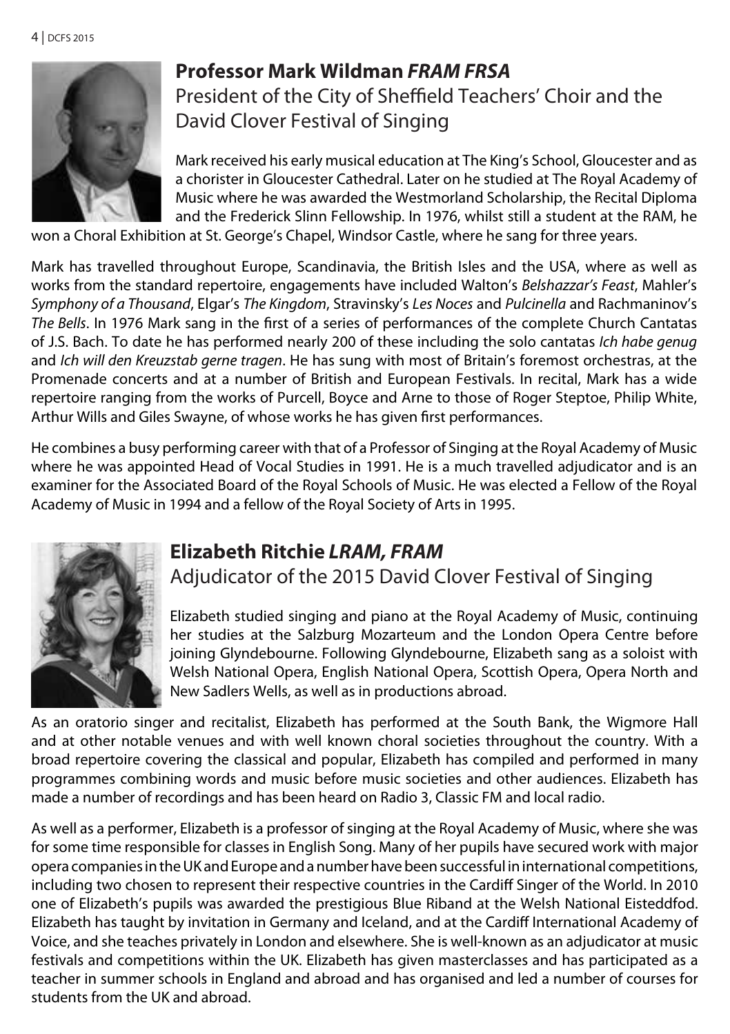## Professor Mark Wildman *FRAM FRSA*

President of the City of Sheffield Teachers' Choir and the David Clover Festival of Singing

Mark received his early musical education at The King's School, Gloucester and as a chorister in Gloucester Cathedral. Later on he studied at The Royal Academy of Music where he was awarded the Westmorland Scholarship, the Recital Diploma and the Frederick Slinn Fellowship. In 1976, whilst still a student at the RAM, he won a Choral Exhibition at St. George's Chapel, Windsor Castle, where he sang for three years.

Mark has travelled throughout Europe, Scandinavia, the British Isles and the USA, where as well as works from the standard repertoire, engagements have included Walton's *Belshazzar's Feast*, Mahler's *Symphony of a Thousand*, Elgar's *The Kingdom*, Stravinsky's *Les Noces* and *Pulcinella* and Rachmaninov's *The Bells*. In 1976 Mark sang in the first of a series of performances of the complete Church Cantatas of J.S. Bach. To date he has performed nearly 200 of these including the solo cantatas *Ich habe genug* and *Ich will den Kreuzstab gerne tragen*. He has sung with most of Britain's foremost orchestras, at the Promenade concerts and at a number of British and European Festivals. In recital, Mark has a wide repertoire ranging from the works of Purcell, Boyce and Arne to those of Roger Steptoe, Philip White, Arthur Wills and Giles Swayne, of whose works he has given first performances.

He combines a busy performing career with that of a Professor of Singing at the Royal Academy of Music where he was appointed Head of Vocal Studies in 1991. He is a much travelled adjudicator and is an examiner for the Associated Board of the Royal Schools of Music. He was elected a Fellow of the Royal Academy of Music in 1994 and a fellow of the Royal Society of Arts in 1995.

## Elizabeth Ritchie *LRAM, FRAM*

Adjudicator of the 2015 David Clover Festival of Singing

Elizabeth studied singing and piano at the Royal Academy of Music, continuing her studies at the Salzburg Mozarteum and the London Opera Centre before joining Glyndebourne. Following Glyndebourne, Elizabeth sang as a soloist with Welsh National Opera, English National Opera, Scottish Opera, Opera North and New Sadlers Wells, as well as in productions abroad.

As an oratorio singer and recitalist, Elizabeth has performed at the South Bank, the Wigmore Hall and at other notable venues and with well known choral societies throughout the country. With a broad repertoire covering the classical and popular, Elizabeth has compiled and performed in many programmes combining words and music before music societies and other audiences. Elizabeth has made a number of recordings and has been heard on Radio 3, Classic FM and local radio.

As well as a performer, Elizabeth is a professor of singing at the Royal Academy of Music, where she was for some time responsible for classes in English Song. Many of her pupils have secured work with major opera companies in the UK and Europe and a number have been successful in international competitions, including two chosen to represent their respective countries in the Cardiff Singer of the World. In 2010 one of Elizabeth's pupils was awarded the prestigious Blue Riband at the Welsh National Eisteddfod. Elizabeth has taught by invitation in Germany and Iceland, and at the Cardiff International Academy of Voice, and she teaches privately in London and elsewhere. She is well-known as an adjudicator at music festivals and competitions within the UK. Elizabeth has given masterclasses and has participated as a teacher in summer schools in England and abroad and has organised and led a number of courses for students from the UK and abroad.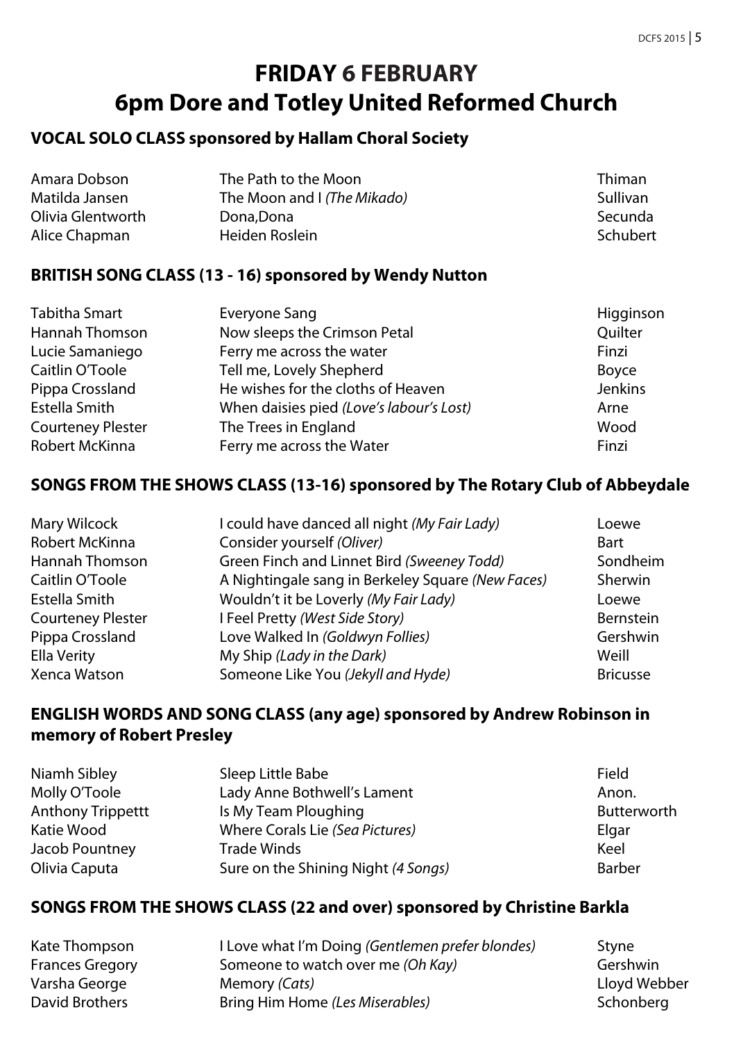# FRIDAY 6 FEBRUARY
# 6pm Dore and Totley United Reformed Church

## VOCAL SOLO CLASS sponsored by Hallam Choral Society

| | | |
|---|---|---|
| Amara Dobson | The Path to the Moon | Thiman |
| Matilda Jansen | The Moon and I *(The Mikado)* | Sullivan |
| Olivia Glentworth | Dona,Dona | Secunda |
| Alice Chapman | Heiden Roslein | Schubert |

## BRITISH SONG CLASS (13 - 16) sponsored by Wendy Nutton

| | | |
|---|---|---|
| Tabitha Smart | Everyone Sang | Higginson |
| Hannah Thomson | Now sleeps the Crimson Petal | Quilter |
| Lucie Samaniego | Ferry me across the water | Finzi |
| Caitlin O'Toole | Tell me, Lovely Shepherd | Boyce |
| Pippa Crossland | He wishes for the cloths of Heaven | Jenkins |
| Estella Smith | When daisies pied *(Love's labour's Lost)* | Arne |
| Courteney Plester | The Trees in England | Wood |
| Robert McKinna | Ferry me across the Water | Finzi |

## SONGS FROM THE SHOWS CLASS (13-16) sponsored by The Rotary Club of Abbeydale

| | | |
|---|---|---|
| Mary Wilcock | I could have danced all night *(My Fair Lady)* | Loewe |
| Robert McKinna | Consider yourself *(Oliver)* | Bart |
| Hannah Thomson | Green Finch and Linnet Bird *(Sweeney Todd)* | Sondheim |
| Caitlin O'Toole | A Nightingale sang in Berkeley Square *(New Faces)* | Sherwin |
| Estella Smith | Wouldn't it be Loverly *(My Fair Lady)* | Loewe |
| Courteney Plester | I Feel Pretty *(West Side Story)* | Bernstein |
| Pippa Crossland | Love Walked In *(Goldwyn Follies)* | Gershwin |
| Ella Verity | My Ship *(Lady in the Dark)* | Weill |
| Xenca Watson | Someone Like You *(Jekyll and Hyde)* | Bricusse |

## ENGLISH WORDS AND SONG CLASS (any age) sponsored by Andrew Robinson in memory of Robert Presley

| | | |
|---|---|---|
| Niamh Sibley | Sleep Little Babe | Field |
| Molly O'Toole | Lady Anne Bothwell's Lament | Anon. |
| Anthony Trippettt | Is My Team Ploughing | Butterworth |
| Katie Wood | Where Corals Lie *(Sea Pictures)* | Elgar |
| Jacob Pountney | Trade Winds | Keel |
| Olivia Caputa | Sure on the Shining Night *(4 Songs)* | Barber |

## SONGS FROM THE SHOWS CLASS (22 and over) sponsored by Christine Barkla

| | | |
|---|---|---|
| Kate Thompson | I Love what I'm Doing *(Gentlemen prefer blondes)* | Styne |
| Frances Gregory | Someone to watch over me *(Oh Kay)* | Gershwin |
| Varsha George | Memory *(Cats)* | Lloyd Webber |
| David Brothers | Bring Him Home *(Les Miserables)* | Schonberg |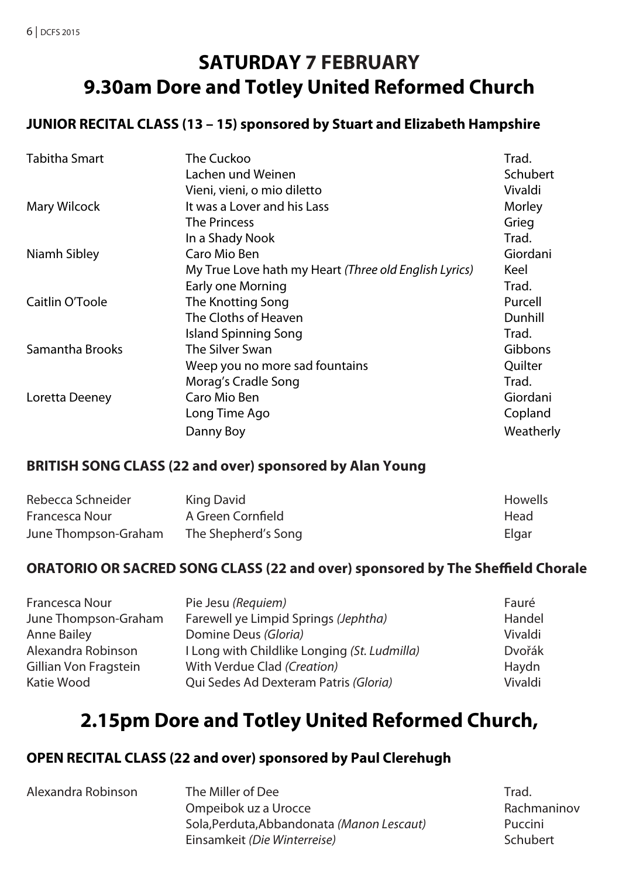# SATURDAY 7 FEBRUARY
# 9.30am Dore and Totley United Reformed Church

### JUNIOR RECITAL CLASS (13 – 15) sponsored by Stuart and Elizabeth Hampshire

| | | |
|---|---|---|
| Tabitha Smart | The Cuckoo | Trad. |
| | Lachen und Weinen | Schubert |
| | Vieni, vieni, o mio diletto | Vivaldi |
| Mary Wilcock | It was a Lover and his Lass | Morley |
| | The Princess | Grieg |
| | In a Shady Nook | Trad. |
| Niamh Sibley | Caro Mio Ben | Giordani |
| | My True Love hath my Heart *(Three old English Lyrics)* | Keel |
| | Early one Morning | Trad. |
| Caitlin O'Toole | The Knotting Song | Purcell |
| | The Cloths of Heaven | Dunhill |
| | Island Spinning Song | Trad. |
| Samantha Brooks | The Silver Swan | Gibbons |
| | Weep you no more sad fountains | Quilter |
| | Morag's Cradle Song | Trad. |
| Loretta Deeney | Caro Mio Ben | Giordani |
| | Long Time Ago | Copland |
| | Danny Boy | Weatherly |

### BRITISH SONG CLASS (22 and over) sponsored by Alan Young

| | | |
|---|---|---|
| Rebecca Schneider | King David | Howells |
| Francesca Nour | A Green Cornfield | Head |
| June Thompson-Graham | The Shepherd's Song | Elgar |

### ORATORIO OR SACRED SONG CLASS (22 and over) sponsored by The Sheffield Chorale

| | | |
|---|---|---|
| Francesca Nour | Pie Jesu *(Requiem)* | Fauré |
| June Thompson-Graham | Farewell ye Limpid Springs *(Jephtha)* | Handel |
| Anne Bailey | Domine Deus *(Gloria)* | Vivaldi |
| Alexandra Robinson | I Long with Childlike Longing *(St. Ludmilla)* | Dvořák |
| Gillian Von Fragstein | With Verdue Clad *(Creation)* | Haydn |
| Katie Wood | Qui Sedes Ad Dexteram Patris *(Gloria)* | Vivaldi |

# 2.15pm Dore and Totley United Reformed Church,

### OPEN RECITAL CLASS (22 and over) sponsored by Paul Clerehugh

| | | |
|---|---|---|
| Alexandra Robinson | The Miller of Dee | Trad. |
| | Ompeibok uz a Urocce | Rachmaninov |
| | Sola,Perduta,Abbandonata *(Manon Lescaut)* | Puccini |
| | Einsamkeit *(Die Winterreise)* | Schubert |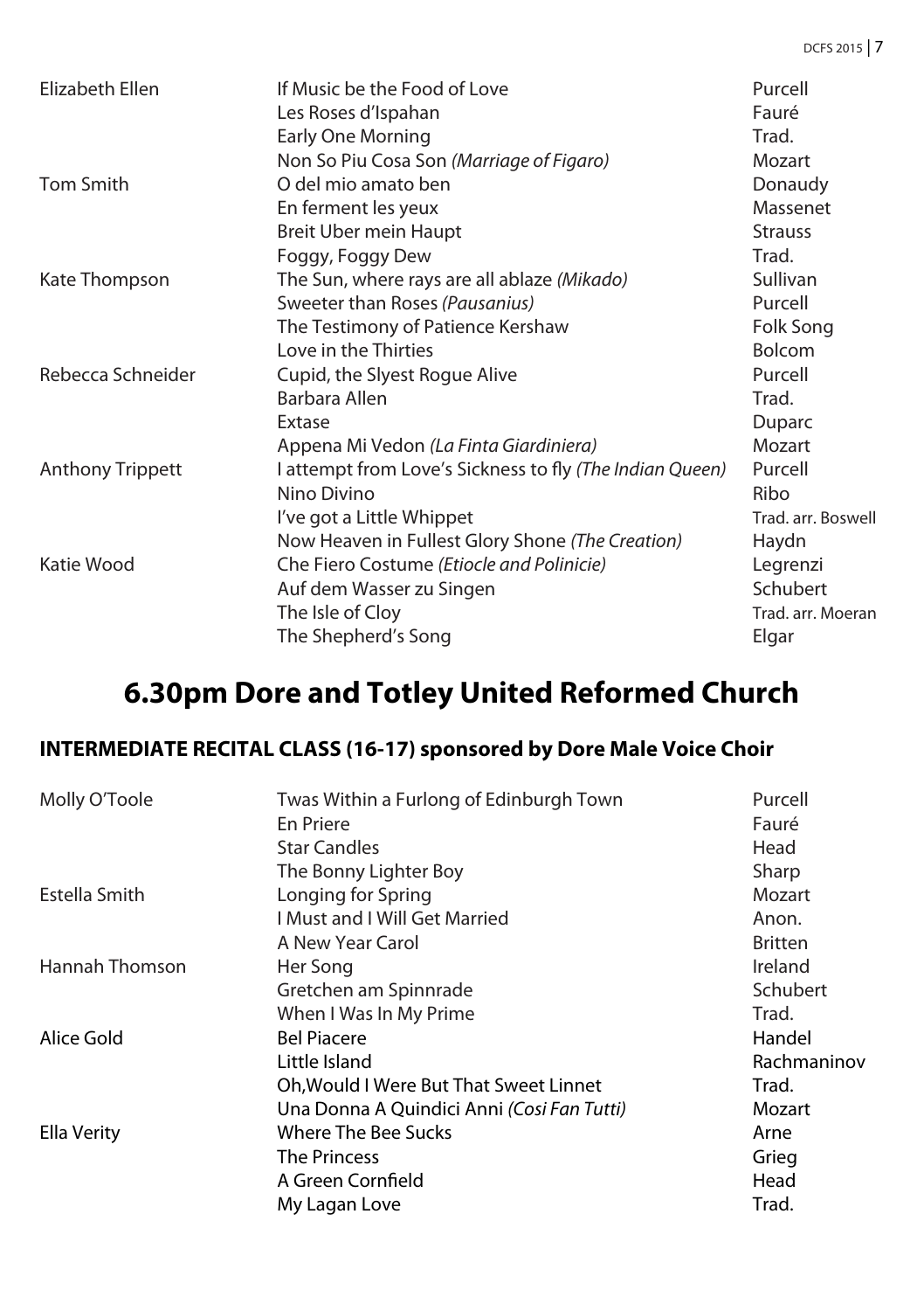| | | |
|---|---|---|
| Elizabeth Ellen | If Music be the Food of Love | Purcell |
| | Les Roses d'Ispahan | Fauré |
| | Early One Morning | Trad. |
| | Non So Piu Cosa Son *(Marriage of Figaro)* | Mozart |
| Tom Smith | O del mio amato ben | Donaudy |
| | En ferment les yeux | Massenet |
| | Breit Uber mein Haupt | Strauss |
| | Foggy, Foggy Dew | Trad. |
| Kate Thompson | The Sun, where rays are all ablaze *(Mikado)* | Sullivan |
| | Sweeter than Roses *(Pausanius)* | Purcell |
| | The Testimony of Patience Kershaw | Folk Song |
| | Love in the Thirties | Bolcom |
| Rebecca Schneider | Cupid, the Slyest Rogue Alive | Purcell |
| | Barbara Allen | Trad. |
| | Extase | Duparc |
| | Appena Mi Vedon *(La Finta Giardiniera)* | Mozart |
| Anthony Trippett | I attempt from Love's Sickness to fly *(The Indian Queen)* | Purcell |
| | Nino Divino | Ribo |
| | I've got a Little Whippet | Trad. arr. Boswell |
| | Now Heaven in Fullest Glory Shone *(The Creation)* | Haydn |
| Katie Wood | Che Fiero Costume *(Etiocle and Polinicie)* | Legrenzi |
| | Auf dem Wasser zu Singen | Schubert |
| | The Isle of Cloy | Trad. arr. Moeran |
| | The Shepherd's Song | Elgar |

# 6.30pm Dore and Totley United Reformed Church

### INTERMEDIATE RECITAL CLASS (16-17) sponsored by Dore Male Voice Choir

| | | |
|---|---|---|
| Molly O'Toole | Twas Within a Furlong of Edinburgh Town | Purcell |
| | En Priere | Fauré |
| | Star Candles | Head |
| | The Bonny Lighter Boy | Sharp |
| Estella Smith | Longing for Spring | Mozart |
| | I Must and I Will Get Married | Anon. |
| | A New Year Carol | Britten |
| Hannah Thomson | Her Song | Ireland |
| | Gretchen am Spinnrade | Schubert |
| | When I Was In My Prime | Trad. |
| Alice Gold | Bel Piacere | Handel |
| | Little Island | Rachmaninov |
| | Oh,Would I Were But That Sweet Linnet | Trad. |
| | Una Donna A Quindici Anni *(Cosi Fan Tutti)* | Mozart |
| Ella Verity | Where The Bee Sucks | Arne |
| | The Princess | Grieg |
| | A Green Cornfield | Head |
| | My Lagan Love | Trad. |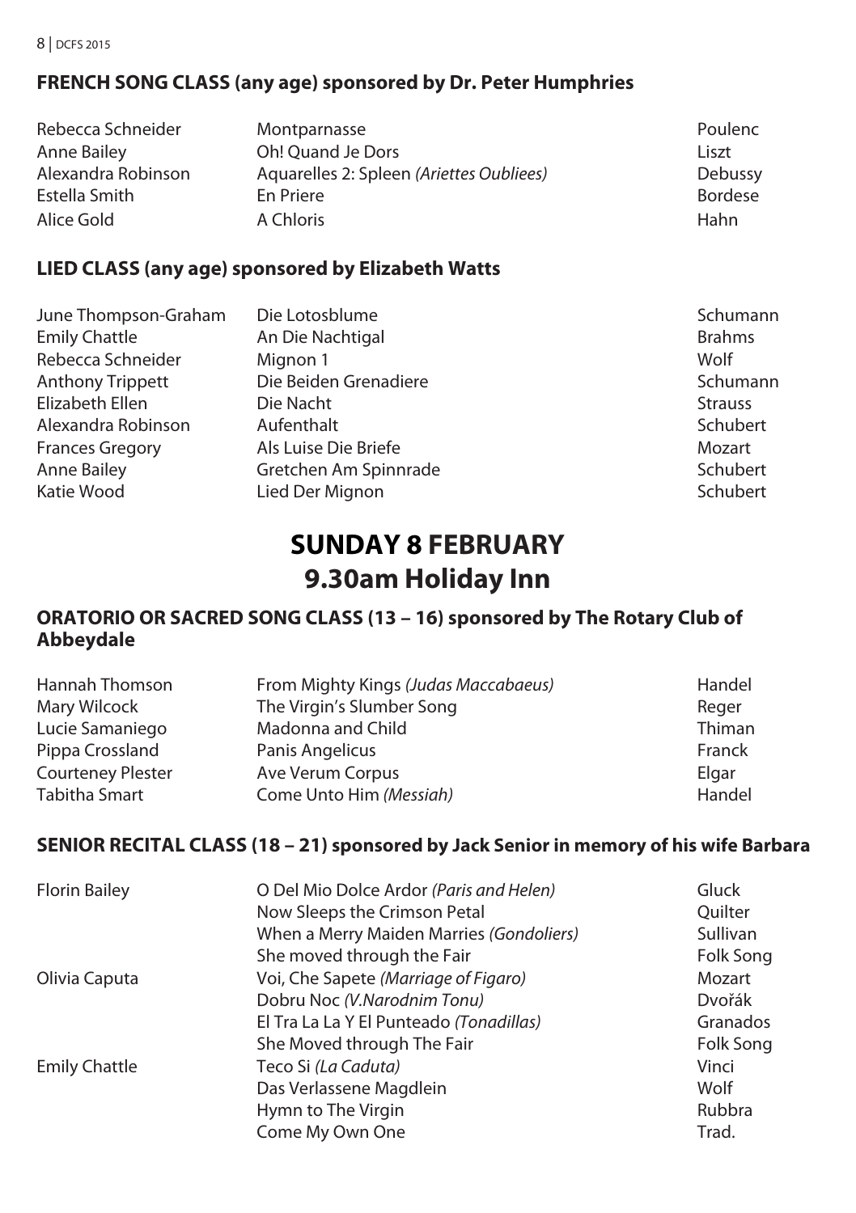## FRENCH SONG CLASS (any age) sponsored by Dr. Peter Humphries

| | | |
|---|---|---|
| Rebecca Schneider | Montparnasse | Poulenc |
| Anne Bailey | Oh! Quand Je Dors | Liszt |
| Alexandra Robinson | Aquarelles 2: Spleen *(Ariettes Oubliees)* | Debussy |
| Estella Smith | En Priere | Bordese |
| Alice Gold | A Chloris | Hahn |

## LIED CLASS (any age) sponsored by Elizabeth Watts

| | | |
|---|---|---|
| June Thompson-Graham | Die Lotosblume | Schumann |
| Emily Chattle | An Die Nachtigal | Brahms |
| Rebecca Schneider | Mignon 1 | Wolf |
| Anthony Trippett | Die Beiden Grenadiere | Schumann |
| Elizabeth Ellen | Die Nacht | Strauss |
| Alexandra Robinson | Aufenthalt | Schubert |
| Frances Gregory | Als Luise Die Briefe | Mozart |
| Anne Bailey | Gretchen Am Spinnrade | Schubert |
| Katie Wood | Lied Der Mignon | Schubert |

# SUNDAY 8 FEBRUARY
# 9.30am Holiday Inn

## ORATORIO OR SACRED SONG CLASS (13 – 16) sponsored by The Rotary Club of Abbeydale

| | | |
|---|---|---|
| Hannah Thomson | From Mighty Kings *(Judas Maccabaeus)* | Handel |
| Mary Wilcock | The Virgin's Slumber Song | Reger |
| Lucie Samaniego | Madonna and Child | Thiman |
| Pippa Crossland | Panis Angelicus | Franck |
| Courteney Plester | Ave Verum Corpus | Elgar |
| Tabitha Smart | Come Unto Him *(Messiah)* | Handel |

## SENIOR RECITAL CLASS (18 – 21) sponsored by Jack Senior in memory of his wife Barbara

| | | |
|---|---|---|
| Florin Bailey | O Del Mio Dolce Ardor *(Paris and Helen)* | Gluck |
| | Now Sleeps the Crimson Petal | Quilter |
| | When a Merry Maiden Marries *(Gondoliers)* | Sullivan |
| | She moved through the Fair | Folk Song |
| Olivia Caputa | Voi, Che Sapete *(Marriage of Figaro)* | Mozart |
| | Dobru Noc *(V.Narodnim Tonu)* | Dvořák |
| | El Tra La La Y El Punteado *(Tonadillas)* | Granados |
| | She Moved through The Fair | Folk Song |
| Emily Chattle | Teco Si *(La Caduta)* | Vinci |
| | Das Verlassene Magdlein | Wolf |
| | Hymn to The Virgin | Rubbra |
| | Come My Own One | Trad. |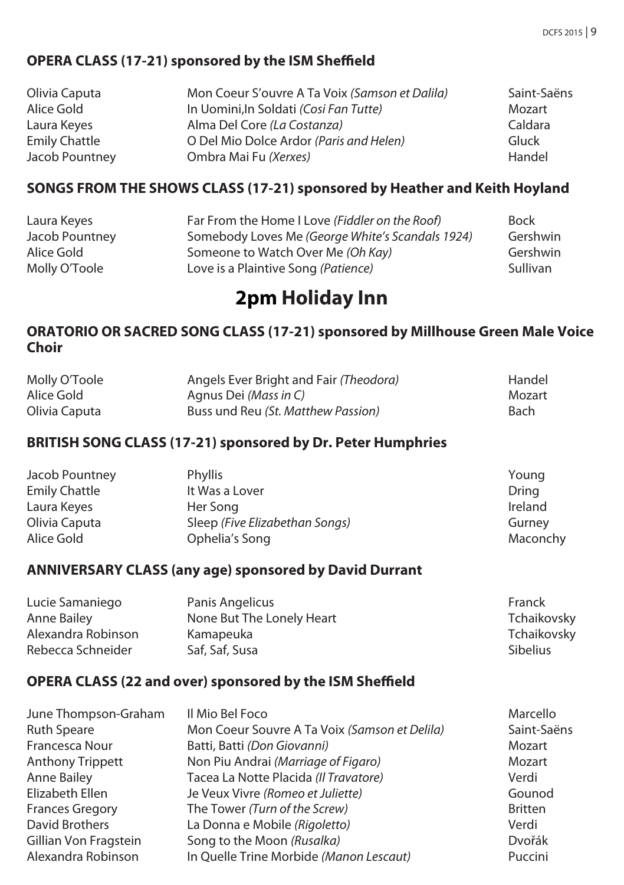### OPERA CLASS (17-21) sponsored by the ISM Sheffield

| | | |
|---|---|---|
| Olivia Caputa | Mon Coeur S'ouvre A Ta Voix *(Samson et Dalila)* | Saint-Saëns |
| Alice Gold | In Uomini,In Soldati *(Cosi Fan Tutte)* | Mozart |
| Laura Keyes | Alma Del Core *(La Costanza)* | Caldara |
| Emily Chattle | O Del Mio Dolce Ardor *(Paris and Helen)* | Gluck |
| Jacob Pountney | Ombra Mai Fu *(Xerxes)* | Handel |

### SONGS FROM THE SHOWS CLASS (17-21) sponsored by Heather and Keith Hoyland

| | | |
|---|---|---|
| Laura Keyes | Far From the Home I Love *(Fiddler on the Roof)* | Bock |
| Jacob Pountney | Somebody Loves Me *(George White's Scandals 1924)* | Gershwin |
| Alice Gold | Someone to Watch Over Me *(Oh Kay)* | Gershwin |
| Molly O'Toole | Love is a Plaintive Song *(Patience)* | Sullivan |

## 2pm Holiday Inn

### ORATORIO OR SACRED SONG CLASS (17-21) sponsored by Millhouse Green Male Voice Choir

| | | |
|---|---|---|
| Molly O'Toole | Angels Ever Bright and Fair *(Theodora)* | Handel |
| Alice Gold | Agnus Dei *(Mass in C)* | Mozart |
| Olivia Caputa | Buss und Reu *(St. Matthew Passion)* | Bach |

### BRITISH SONG CLASS (17-21) sponsored by Dr. Peter Humphries

| | | |
|---|---|---|
| Jacob Pountney | Phyllis | Young |
| Emily Chattle | It Was a Lover | Dring |
| Laura Keyes | Her Song | Ireland |
| Olivia Caputa | Sleep *(Five Elizabethan Songs)* | Gurney |
| Alice Gold | Ophelia's Song | Maconchy |

### ANNIVERSARY CLASS (any age) sponsored by David Durrant

| | | |
|---|---|---|
| Lucie Samaniego | Panis Angelicus | Franck |
| Anne Bailey | None But The Lonely Heart | Tchaikovsky |
| Alexandra Robinson | Kamapeuka | Tchaikovsky |
| Rebecca Schneider | Saf, Saf, Susa | Sibelius |

### OPERA CLASS (22 and over) sponsored by the ISM Sheffield

| | | |
|---|---|---|
| June Thompson-Graham | Il Mio Bel Foco | Marcello |
| Ruth Speare | Mon Coeur Souvre A Ta Voix *(Samson et Delila)* | Saint-Saëns |
| Francesca Nour | Batti, Batti *(Don Giovanni)* | Mozart |
| Anthony Trippett | Non Piu Andrai *(Marriage of Figaro)* | Mozart |
| Anne Bailey | Tacea La Notte Placida *(Il Travatore)* | Verdi |
| Elizabeth Ellen | Je Veux Vivre *(Romeo et Juliette)* | Gounod |
| Frances Gregory | The Tower *(Turn of the Screw)* | Britten |
| David Brothers | La Donna e Mobile *(Rigoletto)* | Verdi |
| Gillian Von Fragstein | Song to the Moon *(Rusalka)* | Dvořák |
| Alexandra Robinson | In Quelle Trine Morbide *(Manon Lescaut)* | Puccini |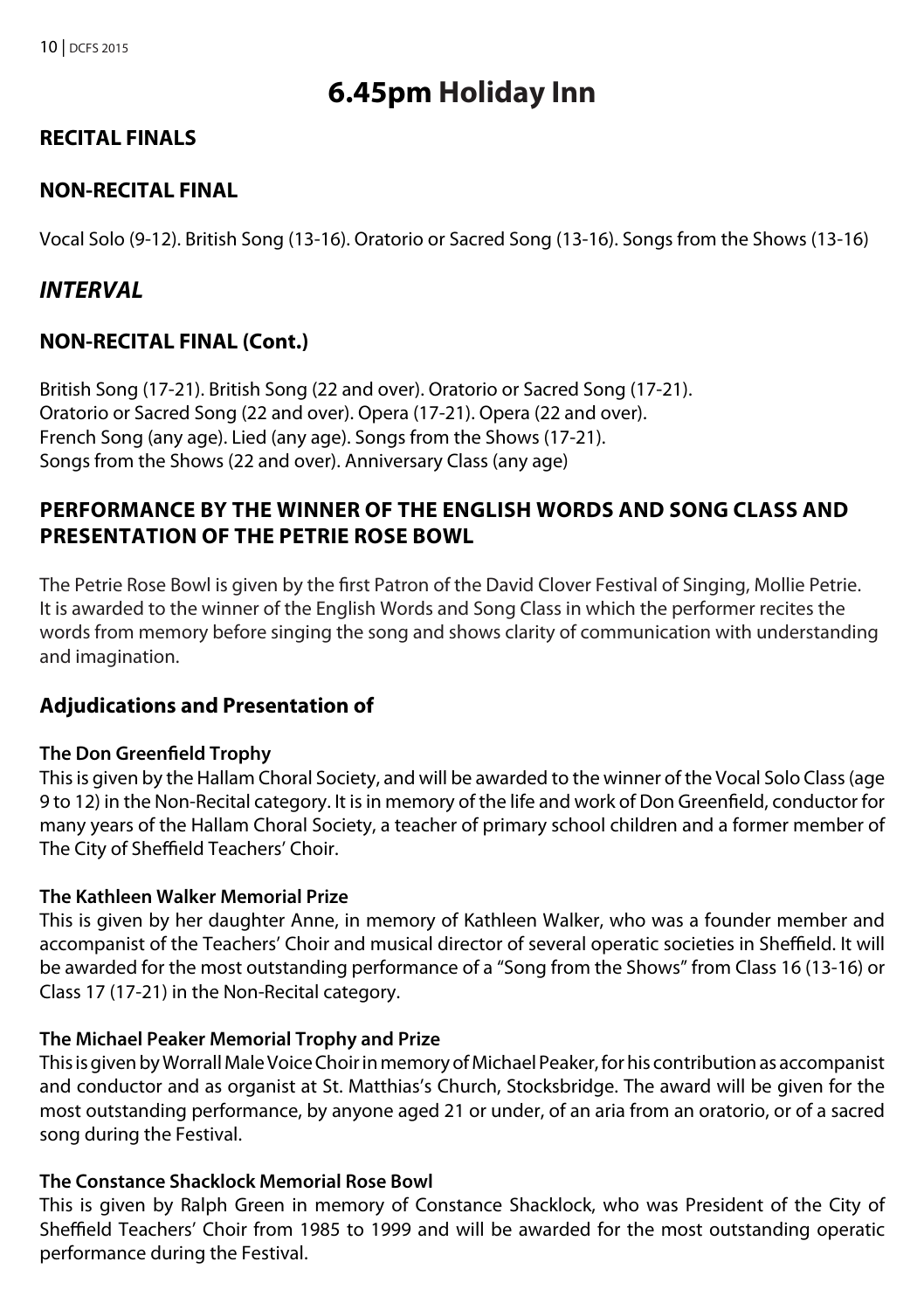# 6.45pm Holiday Inn

## RECITAL FINALS

## NON-RECITAL FINAL

Vocal Solo (9-12). British Song (13-16). Oratorio or Sacred Song (13-16). Songs from the Shows (13-16)

## *INTERVAL*

## NON-RECITAL FINAL (Cont.)

British Song (17-21). British Song (22 and over). Oratorio or Sacred Song (17-21).
Oratorio or Sacred Song (22 and over). Opera (17-21). Opera (22 and over).
French Song (any age). Lied (any age). Songs from the Shows (17-21).
Songs from the Shows (22 and over). Anniversary Class (any age)

## PERFORMANCE BY THE WINNER OF THE ENGLISH WORDS AND SONG CLASS AND PRESENTATION OF THE PETRIE ROSE BOWL

The Petrie Rose Bowl is given by the first Patron of the David Clover Festival of Singing, Mollie Petrie. It is awarded to the winner of the English Words and Song Class in which the performer recites the words from memory before singing the song and shows clarity of communication with understanding and imagination.

## Adjudications and Presentation of

### The Don Greenfield Trophy

This is given by the Hallam Choral Society, and will be awarded to the winner of the Vocal Solo Class (age 9 to 12) in the Non-Recital category. It is in memory of the life and work of Don Greenfield, conductor for many years of the Hallam Choral Society, a teacher of primary school children and a former member of The City of Sheffield Teachers' Choir.

### The Kathleen Walker Memorial Prize

This is given by her daughter Anne, in memory of Kathleen Walker, who was a founder member and accompanist of the Teachers' Choir and musical director of several operatic societies in Sheffield. It will be awarded for the most outstanding performance of a "Song from the Shows" from Class 16 (13-16) or Class 17 (17-21) in the Non-Recital category.

### The Michael Peaker Memorial Trophy and Prize

This is given by Worrall Male Voice Choir in memory of Michael Peaker, for his contribution as accompanist and conductor and as organist at St. Matthias's Church, Stocksbridge. The award will be given for the most outstanding performance, by anyone aged 21 or under, of an aria from an oratorio, or of a sacred song during the Festival.

### The Constance Shacklock Memorial Rose Bowl

This is given by Ralph Green in memory of Constance Shacklock, who was President of the City of Sheffield Teachers' Choir from 1985 to 1999 and will be awarded for the most outstanding operatic performance during the Festival.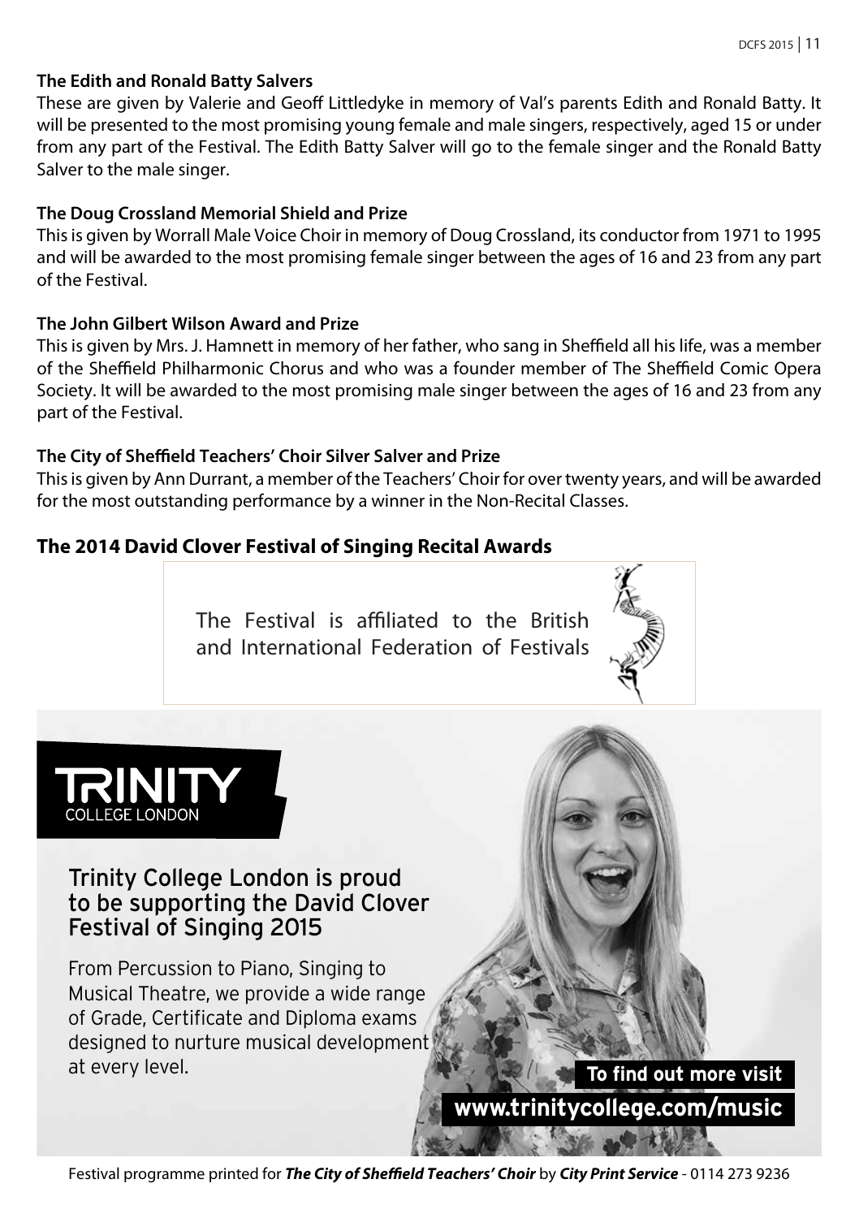### The Edith and Ronald Batty Salvers

These are given by Valerie and Geoff Littledyke in memory of Val's parents Edith and Ronald Batty. It will be presented to the most promising young female and male singers, respectively, aged 15 or under from any part of the Festival. The Edith Batty Salver will go to the female singer and the Ronald Batty Salver to the male singer.

### The Doug Crossland Memorial Shield and Prize

This is given by Worrall Male Voice Choir in memory of Doug Crossland, its conductor from 1971 to 1995 and will be awarded to the most promising female singer between the ages of 16 and 23 from any part of the Festival.

### The John Gilbert Wilson Award and Prize

This is given by Mrs. J. Hamnett in memory of her father, who sang in Sheffield all his life, was a member of the Sheffield Philharmonic Chorus and who was a founder member of The Sheffield Comic Opera Society. It will be awarded to the most promising male singer between the ages of 16 and 23 from any part of the Festival.

### The City of Sheffield Teachers' Choir Silver Salver and Prize

This is given by Ann Durrant, a member of the Teachers' Choir for over twenty years, and will be awarded for the most outstanding performance by a winner in the Non-Recital Classes.

## The 2014 David Clover Festival of Singing Recital Awards

The Festival is affiliated to the British and International Federation of Festivals

TRINITY COLLEGE LONDON

Trinity College London is proud to be supporting the David Clover Festival of Singing 2015

From Percussion to Piano, Singing to Musical Theatre, we provide a wide range of Grade, Certificate and Diploma exams designed to nurture musical development at every level.

**To find out more visit www.trinitycollege.com/music**

Festival programme printed for ***The City of Sheffield Teachers' Choir*** by ***City Print Service*** - 0114 273 9236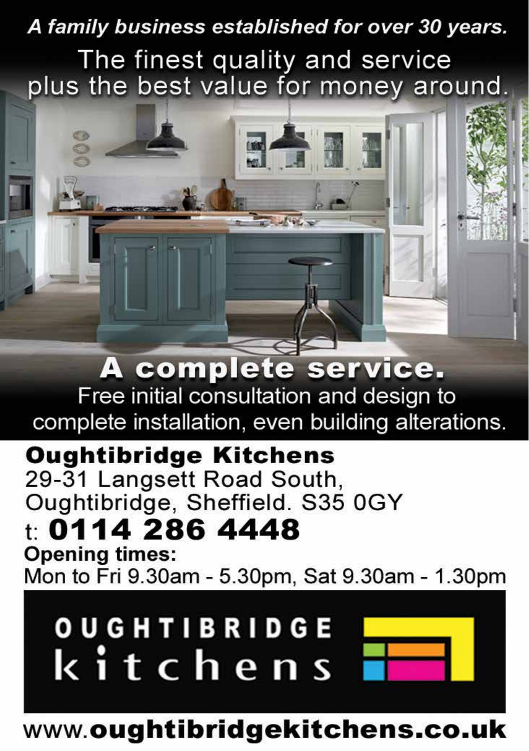***A family business established for over 30 years.***

The finest quality and service plus the best value for money around.

# A complete service.

Free initial consultation and design to complete installation, even building alterations.

**Oughtibridge Kitchens**
29-31 Langsett Road South,
Oughtibridge, Sheffield. S35 0GY

t: **0114 286 4448**

**Opening times:**
Mon to Fri 9.30am - 5.30pm, Sat 9.30am - 1.30pm

OUGHTIBRIDGE kitchens

www.**oughtibridgekitchens.co.uk**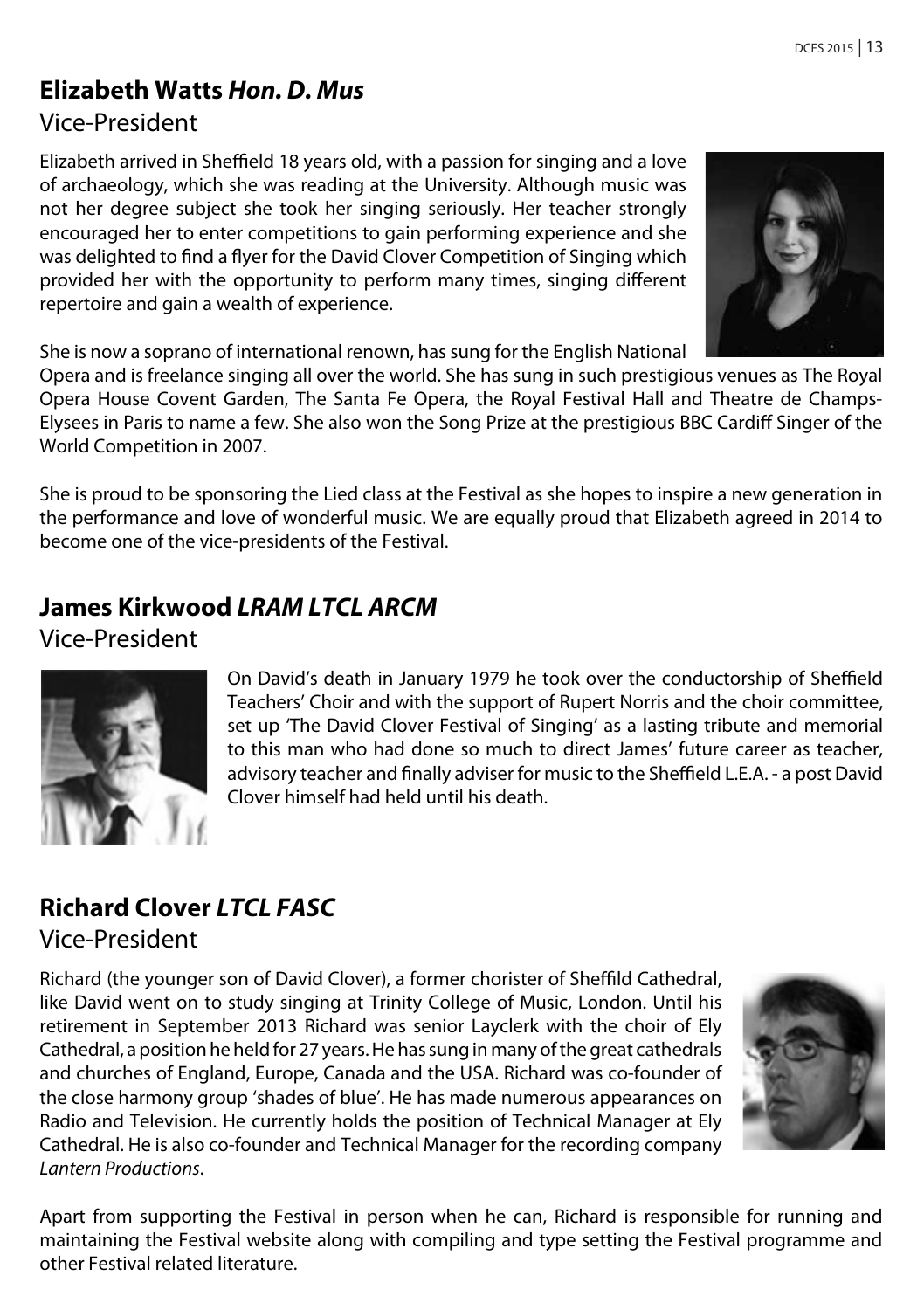## Elizabeth Watts *Hon. D. Mus*

Vice-President

Elizabeth arrived in Sheffield 18 years old, with a passion for singing and a love of archaeology, which she was reading at the University. Although music was not her degree subject she took her singing seriously. Her teacher strongly encouraged her to enter competitions to gain performing experience and she was delighted to find a flyer for the David Clover Competition of Singing which provided her with the opportunity to perform many times, singing different repertoire and gain a wealth of experience.

She is now a soprano of international renown, has sung for the English National Opera and is freelance singing all over the world. She has sung in such prestigious venues as The Royal Opera House Covent Garden, The Santa Fe Opera, the Royal Festival Hall and Theatre de Champs-Elysees in Paris to name a few. She also won the Song Prize at the prestigious BBC Cardiff Singer of the World Competition in 2007.

She is proud to be sponsoring the Lied class at the Festival as she hopes to inspire a new generation in the performance and love of wonderful music. We are equally proud that Elizabeth agreed in 2014 to become one of the vice-presidents of the Festival.

## James Kirkwood *LRAM LTCL ARCM*

Vice-President

On David's death in January 1979 he took over the conductorship of Sheffield Teachers' Choir and with the support of Rupert Norris and the choir committee, set up 'The David Clover Festival of Singing' as a lasting tribute and memorial to this man who had done so much to direct James' future career as teacher, advisory teacher and finally adviser for music to the Sheffield L.E.A. - a post David Clover himself had held until his death.

## Richard Clover *LTCL FASC*

Vice-President

Richard (the younger son of David Clover), a former chorister of Sheffild Cathedral, like David went on to study singing at Trinity College of Music, London. Until his retirement in September 2013 Richard was senior Layclerk with the choir of Ely Cathedral, a position he held for 27 years. He has sung in many of the great cathedrals and churches of England, Europe, Canada and the USA. Richard was co-founder of the close harmony group 'shades of blue'. He has made numerous appearances on Radio and Television. He currently holds the position of Technical Manager at Ely Cathedral. He is also co-founder and Technical Manager for the recording company *Lantern Productions*.

Apart from supporting the Festival in person when he can, Richard is responsible for running and maintaining the Festival website along with compiling and type setting the Festival programme and other Festival related literature.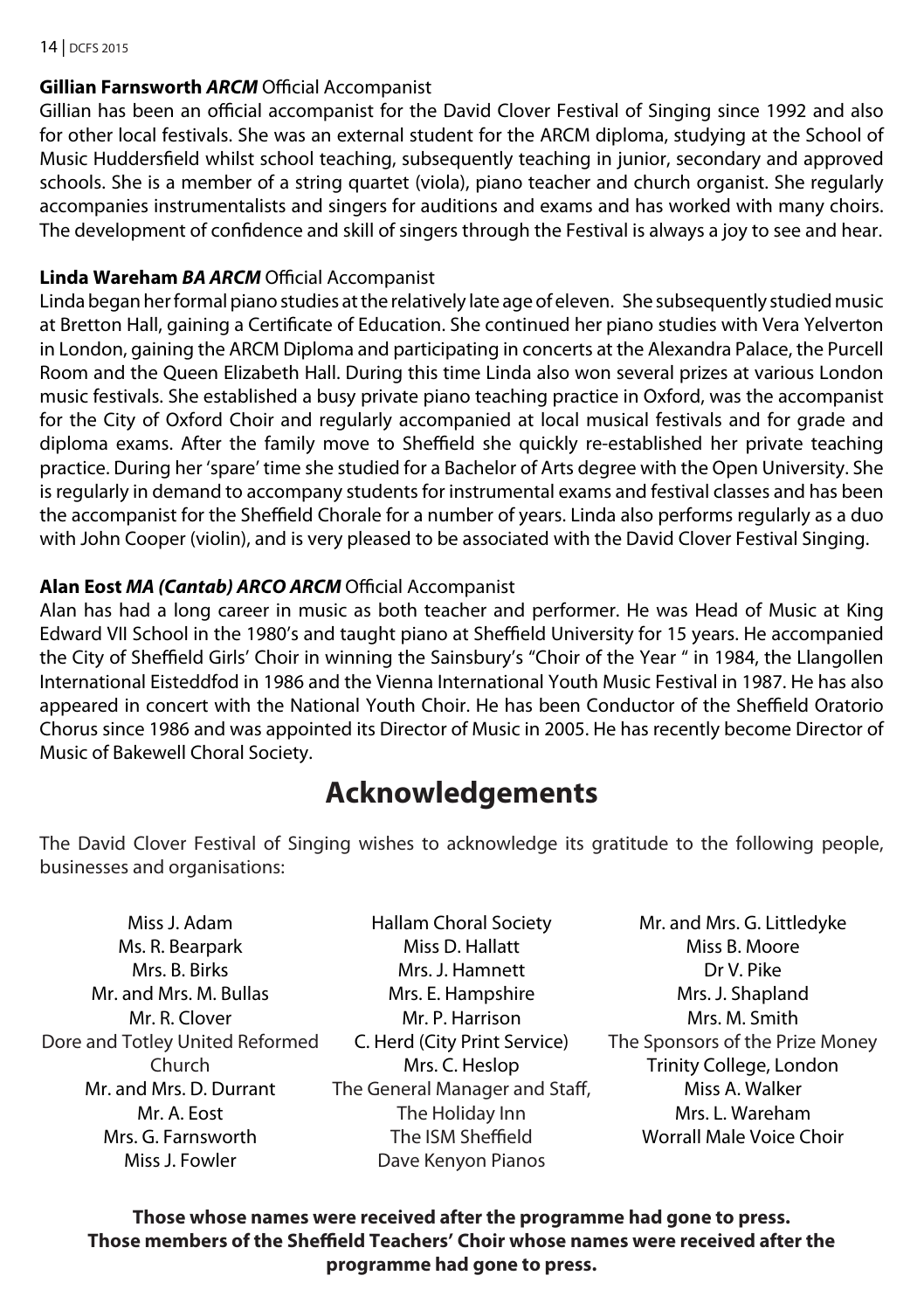**Gillian Farnsworth *ARCM*** Official Accompanist

Gillian has been an official accompanist for the David Clover Festival of Singing since 1992 and also for other local festivals. She was an external student for the ARCM diploma, studying at the School of Music Huddersfield whilst school teaching, subsequently teaching in junior, secondary and approved schools. She is a member of a string quartet (viola), piano teacher and church organist. She regularly accompanies instrumentalists and singers for auditions and exams and has worked with many choirs. The development of confidence and skill of singers through the Festival is always a joy to see and hear.

**Linda Wareham *BA ARCM*** Official Accompanist

Linda began her formal piano studies at the relatively late age of eleven. She subsequently studied music at Bretton Hall, gaining a Certificate of Education. She continued her piano studies with Vera Yelverton in London, gaining the ARCM Diploma and participating in concerts at the Alexandra Palace, the Purcell Room and the Queen Elizabeth Hall. During this time Linda also won several prizes at various London music festivals. She established a busy private piano teaching practice in Oxford, was the accompanist for the City of Oxford Choir and regularly accompanied at local musical festivals and for grade and diploma exams. After the family move to Sheffield she quickly re-established her private teaching practice. During her 'spare' time she studied for a Bachelor of Arts degree with the Open University. She is regularly in demand to accompany students for instrumental exams and festival classes and has been the accompanist for the Sheffield Chorale for a number of years. Linda also performs regularly as a duo with John Cooper (violin), and is very pleased to be associated with the David Clover Festival Singing.

**Alan Eost *MA (Cantab) ARCO ARCM*** Official Accompanist

Alan has had a long career in music as both teacher and performer. He was Head of Music at King Edward VII School in the 1980's and taught piano at Sheffield University for 15 years. He accompanied the City of Sheffield Girls' Choir in winning the Sainsbury's "Choir of the Year " in 1984, the Llangollen International Eisteddfod in 1986 and the Vienna International Youth Music Festival in 1987. He has also appeared in concert with the National Youth Choir. He has been Conductor of the Sheffield Oratorio Chorus since 1986 and was appointed its Director of Music in 2005. He has recently become Director of Music of Bakewell Choral Society.

# Acknowledgements

The David Clover Festival of Singing wishes to acknowledge its gratitude to the following people, businesses and organisations:

Miss J. Adam
Ms. R. Bearpark
Mrs. B. Birks
Mr. and Mrs. M. Bullas
Mr. R. Clover
Dore and Totley United Reformed Church
Mr. and Mrs. D. Durrant
Mr. A. Eost
Mrs. G. Farnsworth
Miss J. Fowler
Hallam Choral Society
Miss D. Hallatt
Mrs. J. Hamnett
Mrs. E. Hampshire
Mr. P. Harrison
C. Herd (City Print Service)
Mrs. C. Heslop
The General Manager and Staff, The Holiday Inn
The ISM Sheffield
Dave Kenyon Pianos
Mr. and Mrs. G. Littledyke
Miss B. Moore
Dr V. Pike
Mrs. J. Shapland
Mrs. M. Smith
The Sponsors of the Prize Money
Trinity College, London
Miss A. Walker
Mrs. L. Wareham
Worrall Male Voice Choir

**Those whose names were received after the programme had gone to press.**
**Those members of the Sheffield Teachers' Choir whose names were received after the programme had gone to press.**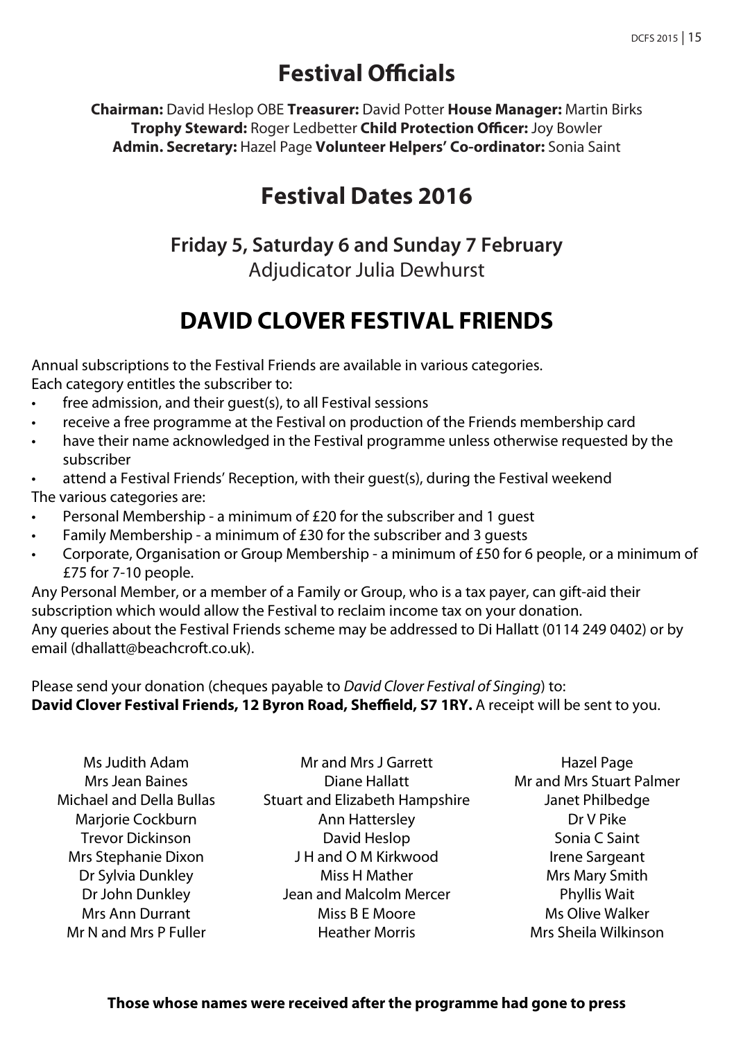# Festival Officials

**Chairman:** David Heslop OBE **Treasurer:** David Potter **House Manager:** Martin Birks
**Trophy Steward:** Roger Ledbetter **Child Protection Officer:** Joy Bowler
**Admin. Secretary:** Hazel Page **Volunteer Helpers' Co-ordinator:** Sonia Saint

# Festival Dates 2016

**Friday 5, Saturday 6 and Sunday 7 February**
Adjudicator Julia Dewhurst

# DAVID CLOVER FESTIVAL FRIENDS

Annual subscriptions to the Festival Friends are available in various categories.
Each category entitles the subscriber to:

- free admission, and their guest(s), to all Festival sessions
- receive a free programme at the Festival on production of the Friends membership card
- have their name acknowledged in the Festival programme unless otherwise requested by the subscriber
- attend a Festival Friends' Reception, with their guest(s), during the Festival weekend

The various categories are:

- Personal Membership - a minimum of £20 for the subscriber and 1 guest
- Family Membership - a minimum of £30 for the subscriber and 3 guests
- Corporate, Organisation or Group Membership - a minimum of £50 for 6 people, or a minimum of £75 for 7-10 people.

Any Personal Member, or a member of a Family or Group, who is a tax payer, can gift-aid their subscription which would allow the Festival to reclaim income tax on your donation.
Any queries about the Festival Friends scheme may be addressed to Di Hallatt (0114 249 0402) or by email (dhallatt@beachcroft.co.uk).

Please send your donation (cheques payable to *David Clover Festival of Singing*) to:
**David Clover Festival Friends, 12 Byron Road, Sheffield, S7 1RY.** A receipt will be sent to you.

Ms Judith Adam
Mrs Jean Baines
Michael and Della Bullas
Marjorie Cockburn
Trevor Dickinson
Mrs Stephanie Dixon
Dr Sylvia Dunkley
Dr John Dunkley
Mrs Ann Durrant
Mr N and Mrs P Fuller
Mr and Mrs J Garrett
Diane Hallatt
Stuart and Elizabeth Hampshire
Ann Hattersley
David Heslop
J H and O M Kirkwood
Miss H Mather
Jean and Malcolm Mercer
Miss B E Moore
Heather Morris
Hazel Page
Mr and Mrs Stuart Palmer
Janet Philbedge
Dr V Pike
Sonia C Saint
Irene Sargeant
Mrs Mary Smith
Phyllis Wait
Ms Olive Walker
Mrs Sheila Wilkinson

**Those whose names were received after the programme had gone to press**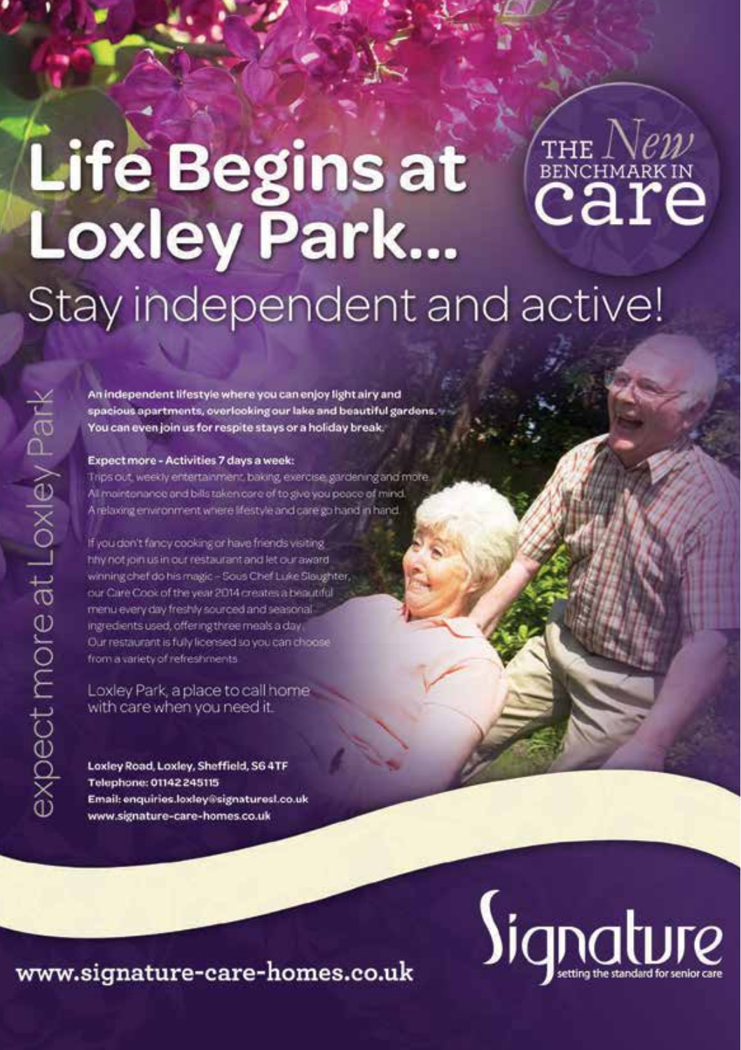# Life Begins at Loxley Park...

THE *New* BENCHMARK IN care

## Stay independent and active!

expect more at Loxley Park

**An independent lifestyle where you can enjoy light airy and spacious apartments, overlooking our lake and beautiful gardens. You can even join us for respite stays or a holiday break.**

**Expect more - Activities 7 days a week:**

Trips out, weekly entertainment, baking, exercise, gardening and more.
All maintenance and bills taken care of to give you peace of mind.
A relaxing environment where lifestyle and care go hand in hand.

If you don't fancy cooking or have friends visiting hhy not join us in our restaurant and let our award winning chef do his magic – Sous Chef Luke Slaughter, our Care Cook of the year 2014 creates a beautiful menu every day freshly sourced and seasonal ingredients used, offering three meals a day. Our restaurant is fully licensed so you can choose from a variety of refreshments

Loxley Park, a place to call home with care when you need it.

**Loxley Road, Loxley, Sheffield, S6 4TF**
**Telephone: 01142 245115**
**Email: enquiries.loxley@signaturesl.co.uk**
**www.signature-care-homes.co.uk**

www.signature-care-homes.co.uk

Signature
setting the standard for senior care